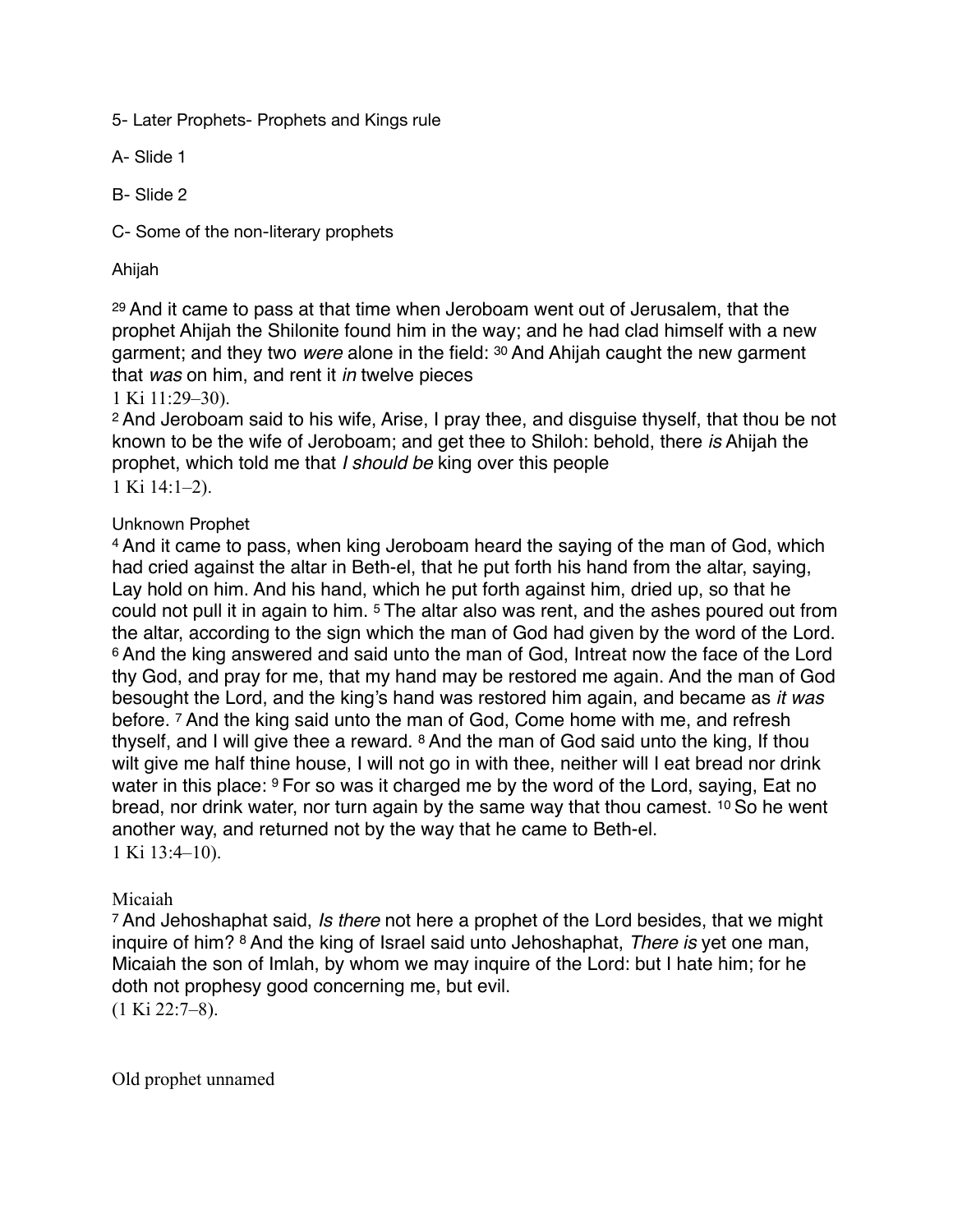5- Later Prophets- Prophets and Kings rule

A- Slide 1

B- Slide 2

C- Some of the non-literary prophets

Ahijah

[29] And it came to pass at that time when Jeroboam went out of Jerusalem, that the prophet Ahijah the Shilonite found him in the way; and he had clad himself with a new garment; and they two *were* alone in the field: [30] And Ahijah caught the new garment that *was* on him, and rent it *in* twelve pieces
1 Ki 11:29–30).
[2] And Jeroboam said to his wife, Arise, I pray thee, and disguise thyself, that thou be not known to be the wife of Jeroboam; and get thee to Shiloh: behold, there *is* Ahijah the prophet, which told me that *I should be* king over this people
1 Ki 14:1–2).

Unknown Prophet
[4] And it came to pass, when king Jeroboam heard the saying of the man of God, which had cried against the altar in Beth-el, that he put forth his hand from the altar, saying, Lay hold on him. And his hand, which he put forth against him, dried up, so that he could not pull it in again to him. [5] The altar also was rent, and the ashes poured out from the altar, according to the sign which the man of God had given by the word of the Lord. [6] And the king answered and said unto the man of God, Intreat now the face of the Lord thy God, and pray for me, that my hand may be restored me again. And the man of God besought the Lord, and the king's hand was restored him again, and became as *it was* before. [7] And the king said unto the man of God, Come home with me, and refresh thyself, and I will give thee a reward. [8] And the man of God said unto the king, If thou wilt give me half thine house, I will not go in with thee, neither will I eat bread nor drink water in this place: [9] For so was it charged me by the word of the Lord, saying, Eat no bread, nor drink water, nor turn again by the same way that thou camest. [10] So he went another way, and returned not by the way that he came to Beth-el.
1 Ki 13:4–10).

Micaiah
[7] And Jehoshaphat said, *Is there* not here a prophet of the Lord besides, that we might inquire of him? [8] And the king of Israel said unto Jehoshaphat, *There is* yet one man, Micaiah the son of Imlah, by whom we may inquire of the Lord: but I hate him; for he doth not prophesy good concerning me, but evil.
(1 Ki 22:7–8).

Old prophet unnamed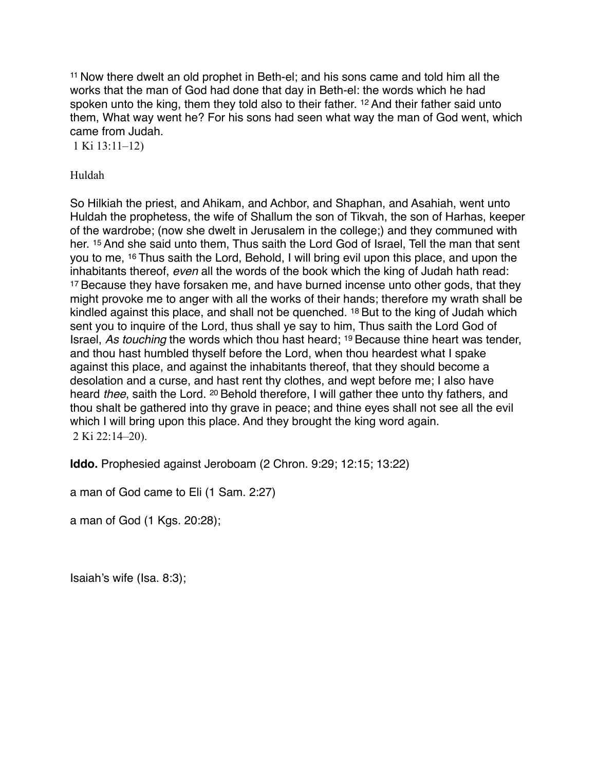[11] Now there dwelt an old prophet in Beth-el; and his sons came and told him all the works that the man of God had done that day in Beth-el: the words which he had spoken unto the king, them they told also to their father. [12] And their father said unto them, What way went he? For his sons had seen what way the man of God went, which came from Judah.
 1 Ki 13:11–12)

Huldah

So Hilkiah the priest, and Ahikam, and Achbor, and Shaphan, and Asahiah, went unto Huldah the prophetess, the wife of Shallum the son of Tikvah, the son of Harhas, keeper of the wardrobe; (now she dwelt in Jerusalem in the college;) and they communed with her. [15] And she said unto them, Thus saith the Lord God of Israel, Tell the man that sent you to me, [16] Thus saith the Lord, Behold, I will bring evil upon this place, and upon the inhabitants thereof, *even* all the words of the book which the king of Judah hath read: [17] Because they have forsaken me, and have burned incense unto other gods, that they might provoke me to anger with all the works of their hands; therefore my wrath shall be kindled against this place, and shall not be quenched. [18] But to the king of Judah which sent you to inquire of the Lord, thus shall ye say to him, Thus saith the Lord God of Israel, *As touching* the words which thou hast heard; [19] Because thine heart was tender, and thou hast humbled thyself before the Lord, when thou heardest what I spake against this place, and against the inhabitants thereof, that they should become a desolation and a curse, and hast rent thy clothes, and wept before me; I also have heard *thee*, saith the Lord. [20] Behold therefore, I will gather thee unto thy fathers, and thou shalt be gathered into thy grave in peace; and thine eyes shall not see all the evil which I will bring upon this place. And they brought the king word again.
 2 Ki 22:14–20).

**Iddo.** Prophesied against Jeroboam (2 Chron. 9:29; 12:15; 13:22)

a man of God came to Eli (1 Sam. 2:27)

a man of God (1 Kgs. 20:28);

Isaiah's wife (Isa. 8:3);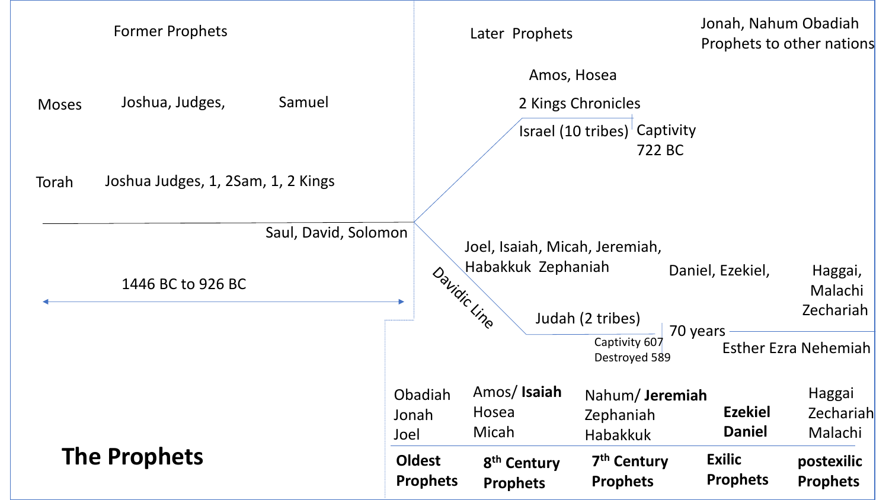# The Prophets

Former Prophets

Moses — Joshua, Judges, — Samuel

Torah — Joshua Judges, 1, 2Sam, 1, 2 Kings

Saul, David, Solomon

1446 BC to 926 BC

Later Prophets

Jonah, Nahum Obadiah
Prophets to other nations

Amos, Hosea

2 Kings Chronicles

Israel (10 tribes) — Captivity 722 BC

Davidic Line

Joel, Isaiah, Micah, Jeremiah, Habakkuk Zephaniah

Judah (2 tribes)

Captivity 607
Destroyed 589

70 years

Daniel, Ezekiel,

Haggai, Malachi Zechariah

Esther Ezra Nehemiah

| Obadiah<br>Jonah<br>Joel | Amos/ **Isaiah**<br>Hosea<br>Micah | Nahum/ **Jeremiah**<br>Zephaniah<br>Habakkuk | **Ezekiel**<br>**Daniel** | Haggai<br>Zechariah<br>Malachi |
|---|---|---|---|---|
| **Oldest Prophets** | **8th Century Prophets** | **7th Century Prophets** | **Exilic Prophets** | **postexilic Prophets** |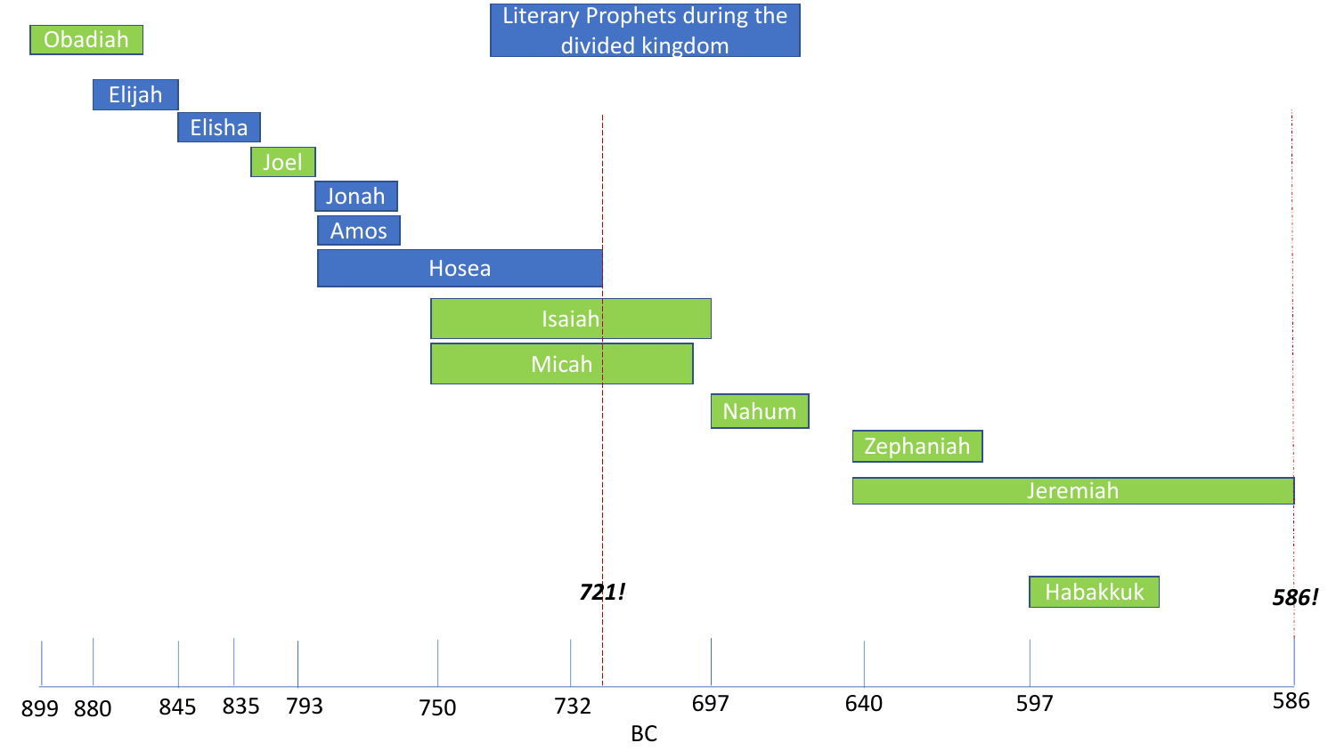# Literary Prophets during the divided kingdom

Obadiah

Elijah

Elisha

Joel

Jonah

Amos

Hosea

Isaiah

Micah

Nahum

Zephaniah

Jeremiah

Habakkuk

721!

586!

899 880 845 835 793 750 732 697 640 597 586

BC